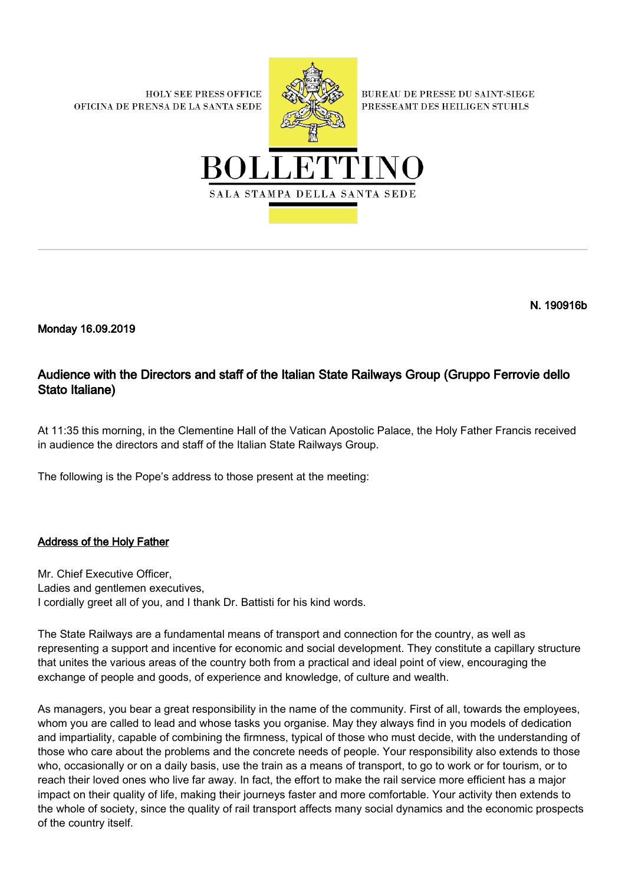HOLY SEE PRESS OFFICE
OFICINA DE PRENSA DE LA SANTA SEDE

BUREAU DE PRESSE DU SAINT-SIEGE
PRESSEAMT DES HEILIGEN STUHLS

# BOLLETTINO

SALA STAMPA DELLA SANTA SEDE

---

**N. 190916b**

**Monday 16.09.2019**

## Audience with the Directors and staff of the Italian State Railways Group (Gruppo Ferrovie dello Stato Italiane)

At 11:35 this morning, in the Clementine Hall of the Vatican Apostolic Palace, the Holy Father Francis received in audience the directors and staff of the Italian State Railways Group.

The following is the Pope's address to those present at the meeting:

### Address of the Holy Father

Mr. Chief Executive Officer,
Ladies and gentlemen executives,
I cordially greet all of you, and I thank Dr. Battisti for his kind words.

The State Railways are a fundamental means of transport and connection for the country, as well as representing a support and incentive for economic and social development. They constitute a capillary structure that unites the various areas of the country both from a practical and ideal point of view, encouraging the exchange of people and goods, of experience and knowledge, of culture and wealth.

As managers, you bear a great responsibility in the name of the community. First of all, towards the employees, whom you are called to lead and whose tasks you organise. May they always find in you models of dedication and impartiality, capable of combining the firmness, typical of those who must decide, with the understanding of those who care about the problems and the concrete needs of people. Your responsibility also extends to those who, occasionally or on a daily basis, use the train as a means of transport, to go to work or for tourism, or to reach their loved ones who live far away. In fact, the effort to make the rail service more efficient has a major impact on their quality of life, making their journeys faster and more comfortable. Your activity then extends to the whole of society, since the quality of rail transport affects many social dynamics and the economic prospects of the country itself.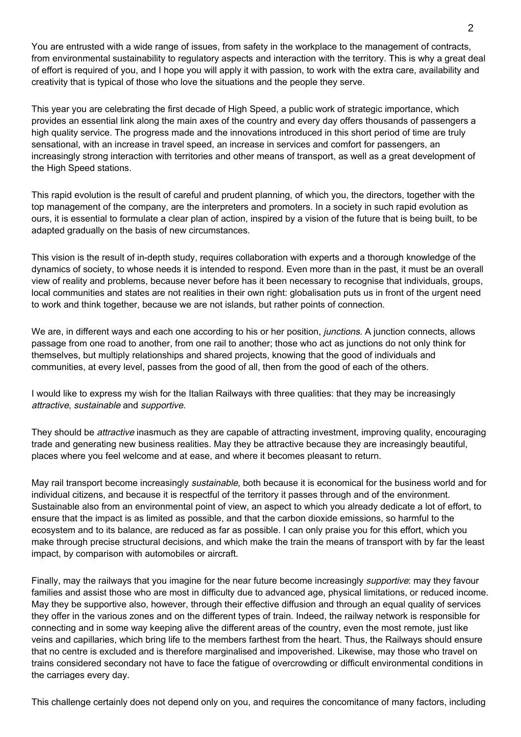You are entrusted with a wide range of issues, from safety in the workplace to the management of contracts, from environmental sustainability to regulatory aspects and interaction with the territory. This is why a great deal of effort is required of you, and I hope you will apply it with passion, to work with the extra care, availability and creativity that is typical of those who love the situations and the people they serve.

This year you are celebrating the first decade of High Speed, a public work of strategic importance, which provides an essential link along the main axes of the country and every day offers thousands of passengers a high quality service. The progress made and the innovations introduced in this short period of time are truly sensational, with an increase in travel speed, an increase in services and comfort for passengers, an increasingly strong interaction with territories and other means of transport, as well as a great development of the High Speed stations.

This rapid evolution is the result of careful and prudent planning, of which you, the directors, together with the top management of the company, are the interpreters and promoters. In a society in such rapid evolution as ours, it is essential to formulate a clear plan of action, inspired by a vision of the future that is being built, to be adapted gradually on the basis of new circumstances.

This vision is the result of in-depth study, requires collaboration with experts and a thorough knowledge of the dynamics of society, to whose needs it is intended to respond. Even more than in the past, it must be an overall view of reality and problems, because never before has it been necessary to recognise that individuals, groups, local communities and states are not realities in their own right: globalisation puts us in front of the urgent need to work and think together, because we are not islands, but rather points of connection.

We are, in different ways and each one according to his or her position, *junctions*. A junction connects, allows passage from one road to another, from one rail to another; those who act as junctions do not only think for themselves, but multiply relationships and shared projects, knowing that the good of individuals and communities, at every level, passes from the good of all, then from the good of each of the others.

I would like to express my wish for the Italian Railways with three qualities: that they may be increasingly *attractive*, *sustainable* and *supportive*.

They should be *attractive* inasmuch as they are capable of attracting investment, improving quality, encouraging trade and generating new business realities. May they be attractive because they are increasingly beautiful, places where you feel welcome and at ease, and where it becomes pleasant to return.

May rail transport become increasingly *sustainable*, both because it is economical for the business world and for individual citizens, and because it is respectful of the territory it passes through and of the environment. Sustainable also from an environmental point of view, an aspect to which you already dedicate a lot of effort, to ensure that the impact is as limited as possible, and that the carbon dioxide emissions, so harmful to the ecosystem and to its balance, are reduced as far as possible. I can only praise you for this effort, which you make through precise structural decisions, and which make the train the means of transport with by far the least impact, by comparison with automobiles or aircraft.

Finally, may the railways that you imagine for the near future become increasingly *supportive*: may they favour families and assist those who are most in difficulty due to advanced age, physical limitations, or reduced income. May they be supportive also, however, through their effective diffusion and through an equal quality of services they offer in the various zones and on the different types of train. Indeed, the railway network is responsible for connecting and in some way keeping alive the different areas of the country, even the most remote, just like veins and capillaries, which bring life to the members farthest from the heart. Thus, the Railways should ensure that no centre is excluded and is therefore marginalised and impoverished. Likewise, may those who travel on trains considered secondary not have to face the fatigue of overcrowding or difficult environmental conditions in the carriages every day.

This challenge certainly does not depend only on you, and requires the concomitance of many factors, including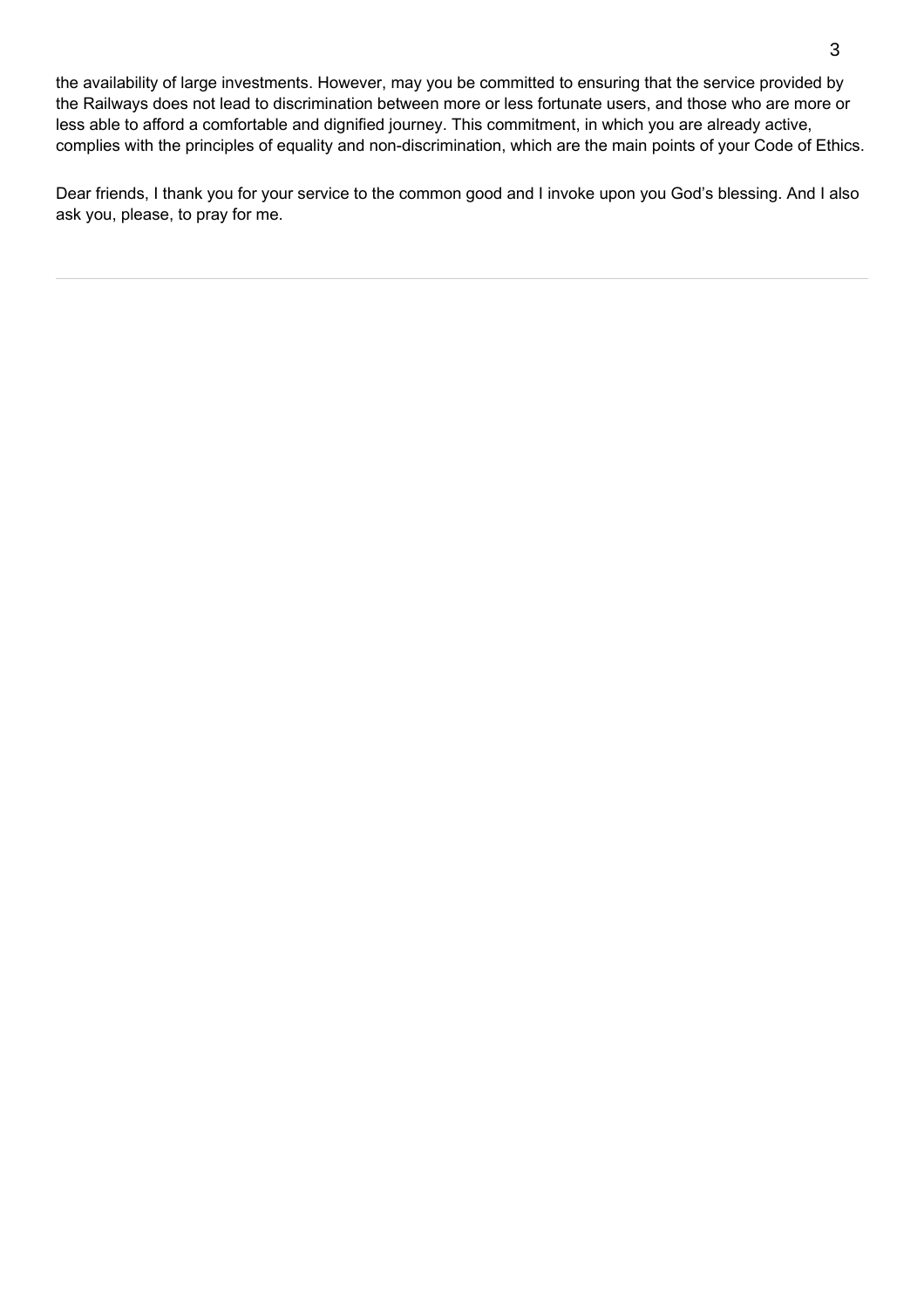the availability of large investments. However, may you be committed to ensuring that the service provided by the Railways does not lead to discrimination between more or less fortunate users, and those who are more or less able to afford a comfortable and dignified journey. This commitment, in which you are already active, complies with the principles of equality and non-discrimination, which are the main points of your Code of Ethics.

Dear friends, I thank you for your service to the common good and I invoke upon you God's blessing. And I also ask you, please, to pray for me.

---